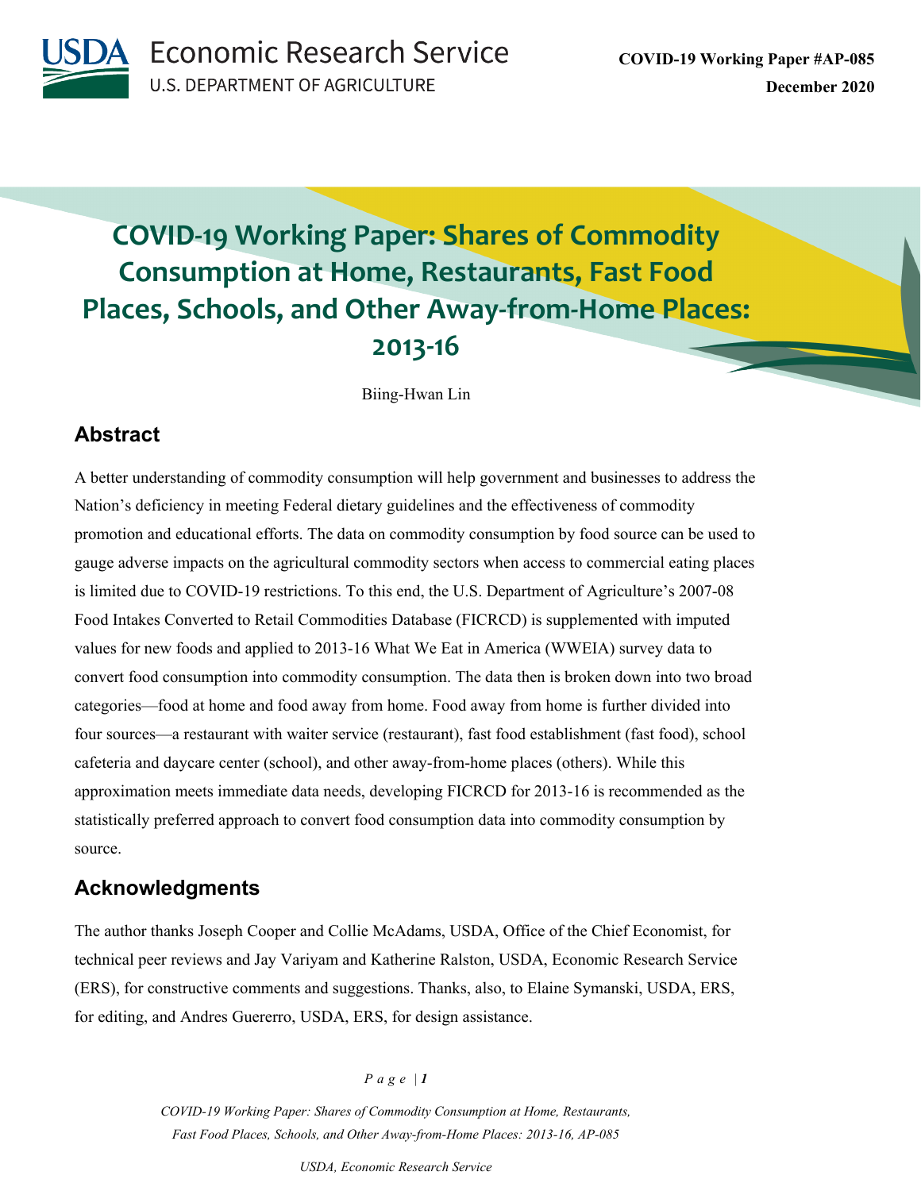COVID-19 Working Paper #AP-085

December 2020

# COVID-19 Working Paper: Shares of Commodity Consumption at Home, Restaurants, Fast Food Places, Schools, and Other Away-from-Home Places: 2013-16

Biing-Hwan Lin

## Abstract

A better understanding of commodity consumption will help government and businesses to address the Nation's deficiency in meeting Federal dietary guidelines and the effectiveness of commodity promotion and educational efforts. The data on commodity consumption by food source can be used to gauge adverse impacts on the agricultural commodity sectors when access to commercial eating places is limited due to COVID-19 restrictions. To this end, the U.S. Department of Agriculture's 2007-08 Food Intakes Converted to Retail Commodities Database (FICRCD) is supplemented with imputed values for new foods and applied to 2013-16 What We Eat in America (WWEIA) survey data to convert food consumption into commodity consumption. The data then is broken down into two broad categories—food at home and food away from home. Food away from home is further divided into four sources—a restaurant with waiter service (restaurant), fast food establishment (fast food), school cafeteria and daycare center (school), and other away-from-home places (others). While this approximation meets immediate data needs, developing FICRCD for 2013-16 is recommended as the statistically preferred approach to convert food consumption data into commodity consumption by source.

## Acknowledgments

The author thanks Joseph Cooper and Collie McAdams, USDA, Office of the Chief Economist, for technical peer reviews and Jay Variyam and Katherine Ralston, USDA, Economic Research Service (ERS), for constructive comments and suggestions. Thanks, also, to Elaine Symanski, USDA, ERS, for editing, and Andres Guererro, USDA, ERS, for design assistance.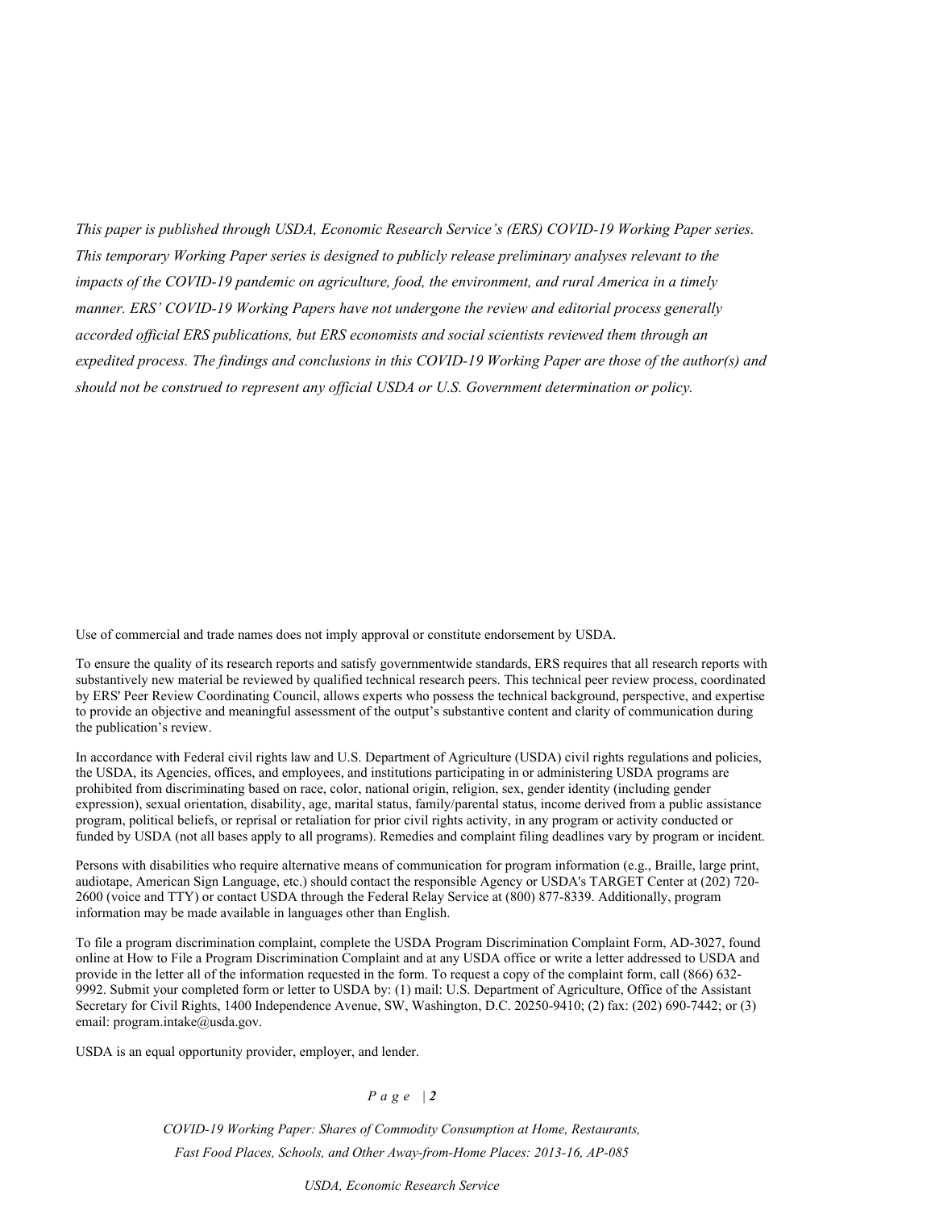*This paper is published through USDA, Economic Research Service's (ERS) COVID-19 Working Paper series. This temporary Working Paper series is designed to publicly release preliminary analyses relevant to the impacts of the COVID-19 pandemic on agriculture, food, the environment, and rural America in a timely manner. ERS' COVID-19 Working Papers have not undergone the review and editorial process generally accorded official ERS publications, but ERS economists and social scientists reviewed them through an expedited process. The findings and conclusions in this COVID-19 Working Paper are those of the author(s) and should not be construed to represent any official USDA or U.S. Government determination or policy.*

Use of commercial and trade names does not imply approval or constitute endorsement by USDA.

To ensure the quality of its research reports and satisfy governmentwide standards, ERS requires that all research reports with substantively new material be reviewed by qualified technical research peers. This technical peer review process, coordinated by ERS' Peer Review Coordinating Council, allows experts who possess the technical background, perspective, and expertise to provide an objective and meaningful assessment of the output's substantive content and clarity of communication during the publication's review.

In accordance with Federal civil rights law and U.S. Department of Agriculture (USDA) civil rights regulations and policies, the USDA, its Agencies, offices, and employees, and institutions participating in or administering USDA programs are prohibited from discriminating based on race, color, national origin, religion, sex, gender identity (including gender expression), sexual orientation, disability, age, marital status, family/parental status, income derived from a public assistance program, political beliefs, or reprisal or retaliation for prior civil rights activity, in any program or activity conducted or funded by USDA (not all bases apply to all programs). Remedies and complaint filing deadlines vary by program or incident.

Persons with disabilities who require alternative means of communication for program information (e.g., Braille, large print, audiotape, American Sign Language, etc.) should contact the responsible Agency or USDA's TARGET Center at (202) 720-2600 (voice and TTY) or contact USDA through the Federal Relay Service at (800) 877-8339. Additionally, program information may be made available in languages other than English.

To file a program discrimination complaint, complete the USDA Program Discrimination Complaint Form, AD-3027, found online at How to File a Program Discrimination Complaint and at any USDA office or write a letter addressed to USDA and provide in the letter all of the information requested in the form. To request a copy of the complaint form, call (866) 632-9992. Submit your completed form or letter to USDA by: (1) mail: U.S. Department of Agriculture, Office of the Assistant Secretary for Civil Rights, 1400 Independence Avenue, SW, Washington, D.C. 20250-9410; (2) fax: (202) 690-7442; or (3) email: program.intake@usda.gov.

USDA is an equal opportunity provider, employer, and lender.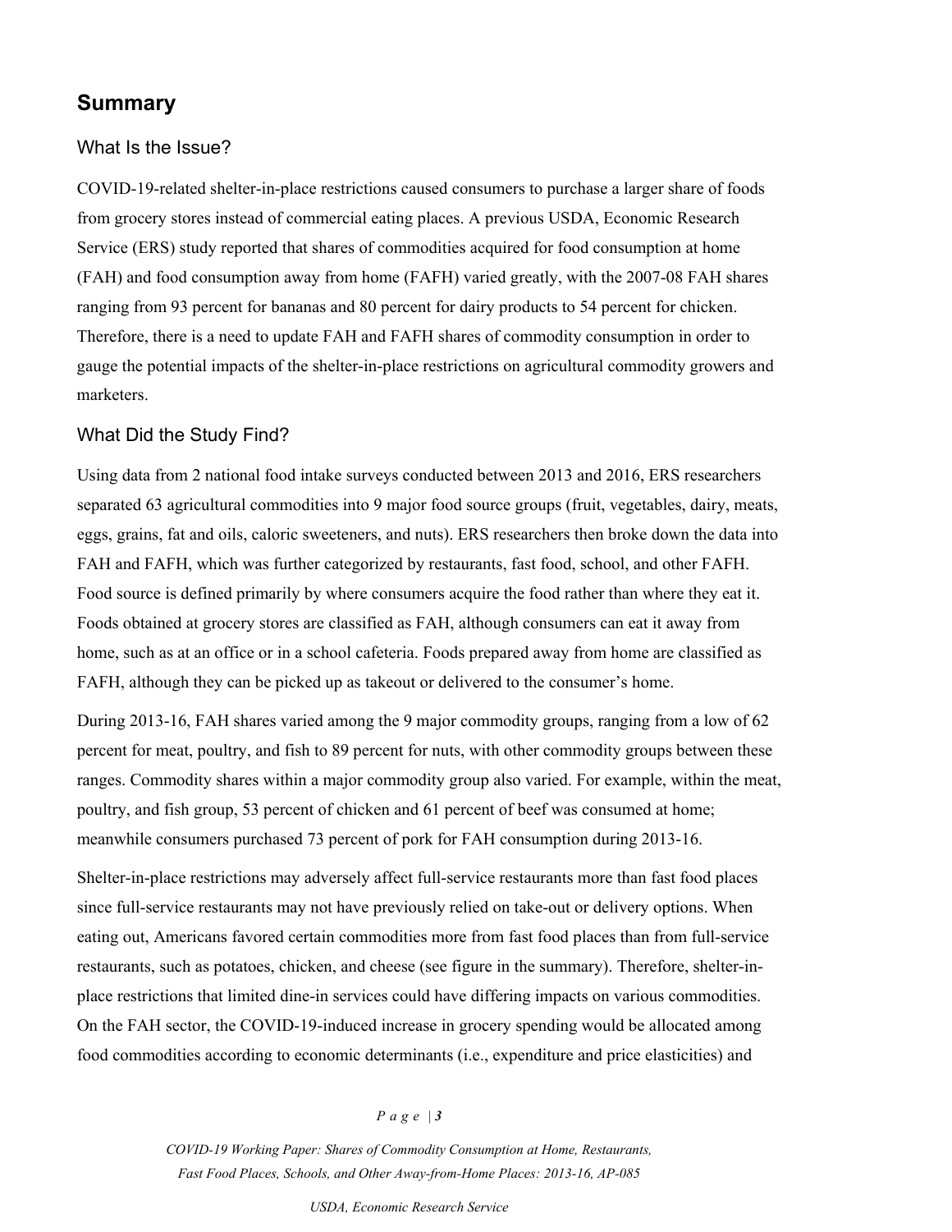## Summary

### What Is the Issue?

COVID-19-related shelter-in-place restrictions caused consumers to purchase a larger share of foods from grocery stores instead of commercial eating places. A previous USDA, Economic Research Service (ERS) study reported that shares of commodities acquired for food consumption at home (FAH) and food consumption away from home (FAFH) varied greatly, with the 2007-08 FAH shares ranging from 93 percent for bananas and 80 percent for dairy products to 54 percent for chicken. Therefore, there is a need to update FAH and FAFH shares of commodity consumption in order to gauge the potential impacts of the shelter-in-place restrictions on agricultural commodity growers and marketers.

### What Did the Study Find?

Using data from 2 national food intake surveys conducted between 2013 and 2016, ERS researchers separated 63 agricultural commodities into 9 major food source groups (fruit, vegetables, dairy, meats, eggs, grains, fat and oils, caloric sweeteners, and nuts). ERS researchers then broke down the data into FAH and FAFH, which was further categorized by restaurants, fast food, school, and other FAFH. Food source is defined primarily by where consumers acquire the food rather than where they eat it. Foods obtained at grocery stores are classified as FAH, although consumers can eat it away from home, such as at an office or in a school cafeteria. Foods prepared away from home are classified as FAFH, although they can be picked up as takeout or delivered to the consumer's home.

During 2013-16, FAH shares varied among the 9 major commodity groups, ranging from a low of 62 percent for meat, poultry, and fish to 89 percent for nuts, with other commodity groups between these ranges. Commodity shares within a major commodity group also varied. For example, within the meat, poultry, and fish group, 53 percent of chicken and 61 percent of beef was consumed at home; meanwhile consumers purchased 73 percent of pork for FAH consumption during 2013-16.

Shelter-in-place restrictions may adversely affect full-service restaurants more than fast food places since full-service restaurants may not have previously relied on take-out or delivery options. When eating out, Americans favored certain commodities more from fast food places than from full-service restaurants, such as potatoes, chicken, and cheese (see figure in the summary). Therefore, shelter-in-place restrictions that limited dine-in services could have differing impacts on various commodities. On the FAH sector, the COVID-19-induced increase in grocery spending would be allocated among food commodities according to economic determinants (i.e., expenditure and price elasticities) and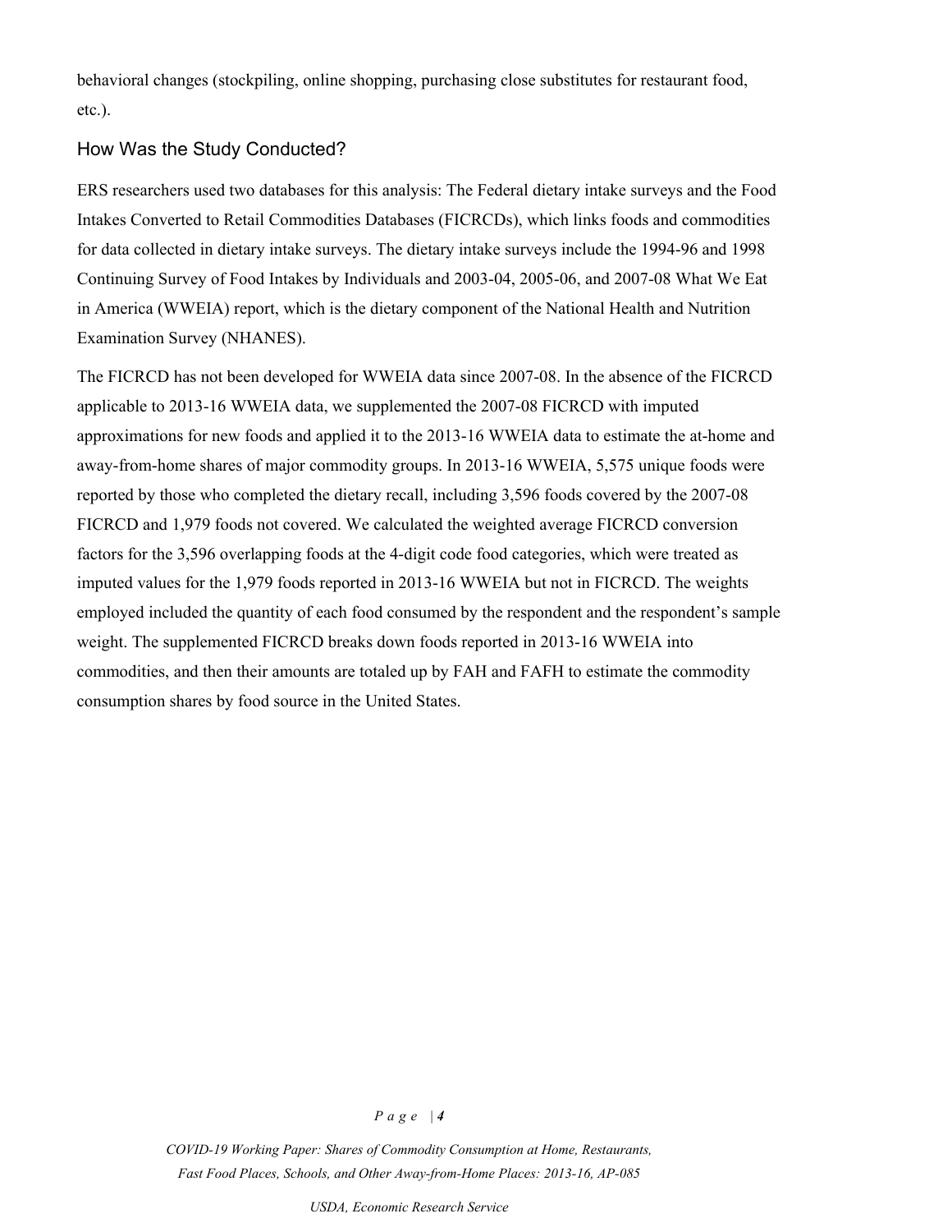behavioral changes (stockpiling, online shopping, purchasing close substitutes for restaurant food, etc.).

## How Was the Study Conducted?

ERS researchers used two databases for this analysis: The Federal dietary intake surveys and the Food Intakes Converted to Retail Commodities Databases (FICRCDs), which links foods and commodities for data collected in dietary intake surveys. The dietary intake surveys include the 1994-96 and 1998 Continuing Survey of Food Intakes by Individuals and 2003-04, 2005-06, and 2007-08 What We Eat in America (WWEIA) report, which is the dietary component of the National Health and Nutrition Examination Survey (NHANES).

The FICRCD has not been developed for WWEIA data since 2007-08. In the absence of the FICRCD applicable to 2013-16 WWEIA data, we supplemented the 2007-08 FICRCD with imputed approximations for new foods and applied it to the 2013-16 WWEIA data to estimate the at-home and away-from-home shares of major commodity groups. In 2013-16 WWEIA, 5,575 unique foods were reported by those who completed the dietary recall, including 3,596 foods covered by the 2007-08 FICRCD and 1,979 foods not covered. We calculated the weighted average FICRCD conversion factors for the 3,596 overlapping foods at the 4-digit code food categories, which were treated as imputed values for the 1,979 foods reported in 2013-16 WWEIA but not in FICRCD. The weights employed included the quantity of each food consumed by the respondent and the respondent's sample weight. The supplemented FICRCD breaks down foods reported in 2013-16 WWEIA into commodities, and then their amounts are totaled up by FAH and FAFH to estimate the commodity consumption shares by food source in the United States.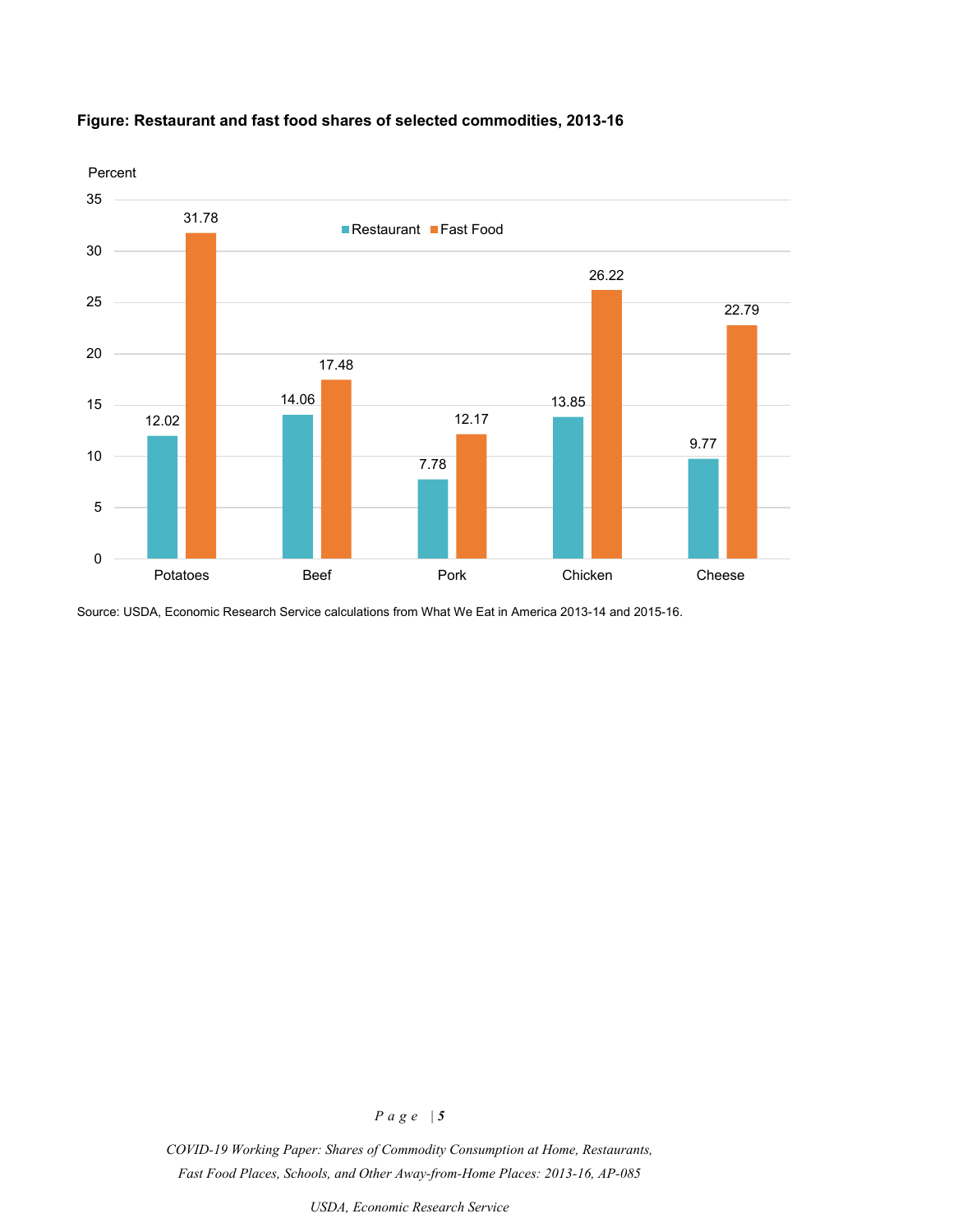**Figure: Restaurant and fast food shares of selected commodities, 2013-16**

Percent

35
30
25
20
15
10
5
0

Restaurant Fast Food

12.02
31.78
14.06
17.48
7.78
12.17
13.85
26.22
9.77
22.79

Potatoes Beef Pork Chicken Cheese

Source: USDA, Economic Research Service calculations from What We Eat in America 2013-14 and 2015-16.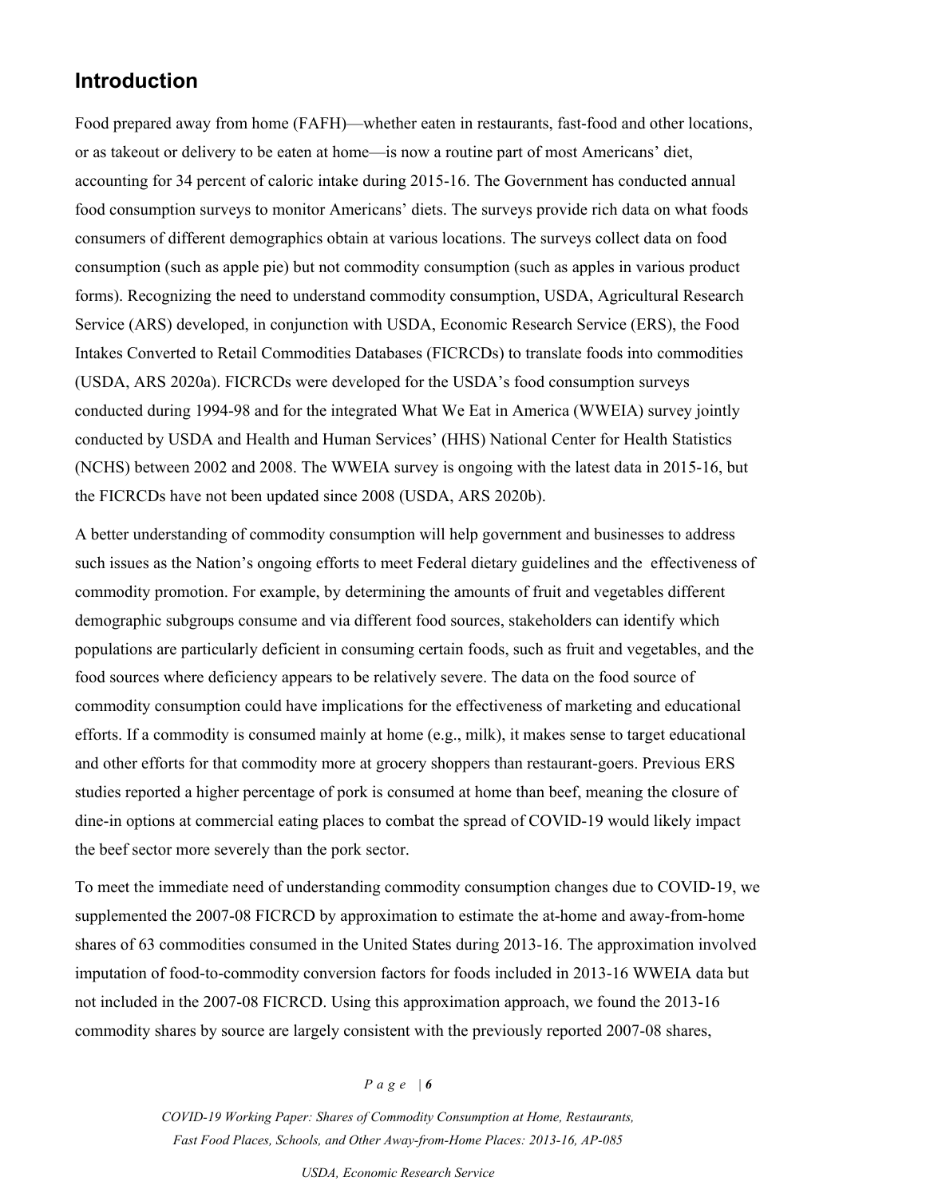## Introduction

Food prepared away from home (FAFH)—whether eaten in restaurants, fast-food and other locations, or as takeout or delivery to be eaten at home—is now a routine part of most Americans' diet, accounting for 34 percent of caloric intake during 2015-16. The Government has conducted annual food consumption surveys to monitor Americans' diets. The surveys provide rich data on what foods consumers of different demographics obtain at various locations. The surveys collect data on food consumption (such as apple pie) but not commodity consumption (such as apples in various product forms). Recognizing the need to understand commodity consumption, USDA, Agricultural Research Service (ARS) developed, in conjunction with USDA, Economic Research Service (ERS), the Food Intakes Converted to Retail Commodities Databases (FICRCDs) to translate foods into commodities (USDA, ARS 2020a). FICRCDs were developed for the USDA's food consumption surveys conducted during 1994-98 and for the integrated What We Eat in America (WWEIA) survey jointly conducted by USDA and Health and Human Services' (HHS) National Center for Health Statistics (NCHS) between 2002 and 2008. The WWEIA survey is ongoing with the latest data in 2015-16, but the FICRCDs have not been updated since 2008 (USDA, ARS 2020b).

A better understanding of commodity consumption will help government and businesses to address such issues as the Nation's ongoing efforts to meet Federal dietary guidelines and the effectiveness of commodity promotion. For example, by determining the amounts of fruit and vegetables different demographic subgroups consume and via different food sources, stakeholders can identify which populations are particularly deficient in consuming certain foods, such as fruit and vegetables, and the food sources where deficiency appears to be relatively severe. The data on the food source of commodity consumption could have implications for the effectiveness of marketing and educational efforts. If a commodity is consumed mainly at home (e.g., milk), it makes sense to target educational and other efforts for that commodity more at grocery shoppers than restaurant-goers. Previous ERS studies reported a higher percentage of pork is consumed at home than beef, meaning the closure of dine-in options at commercial eating places to combat the spread of COVID-19 would likely impact the beef sector more severely than the pork sector.

To meet the immediate need of understanding commodity consumption changes due to COVID-19, we supplemented the 2007-08 FICRCD by approximation to estimate the at-home and away-from-home shares of 63 commodities consumed in the United States during 2013-16. The approximation involved imputation of food-to-commodity conversion factors for foods included in 2013-16 WWEIA data but not included in the 2007-08 FICRCD. Using this approximation approach, we found the 2013-16 commodity shares by source are largely consistent with the previously reported 2007-08 shares,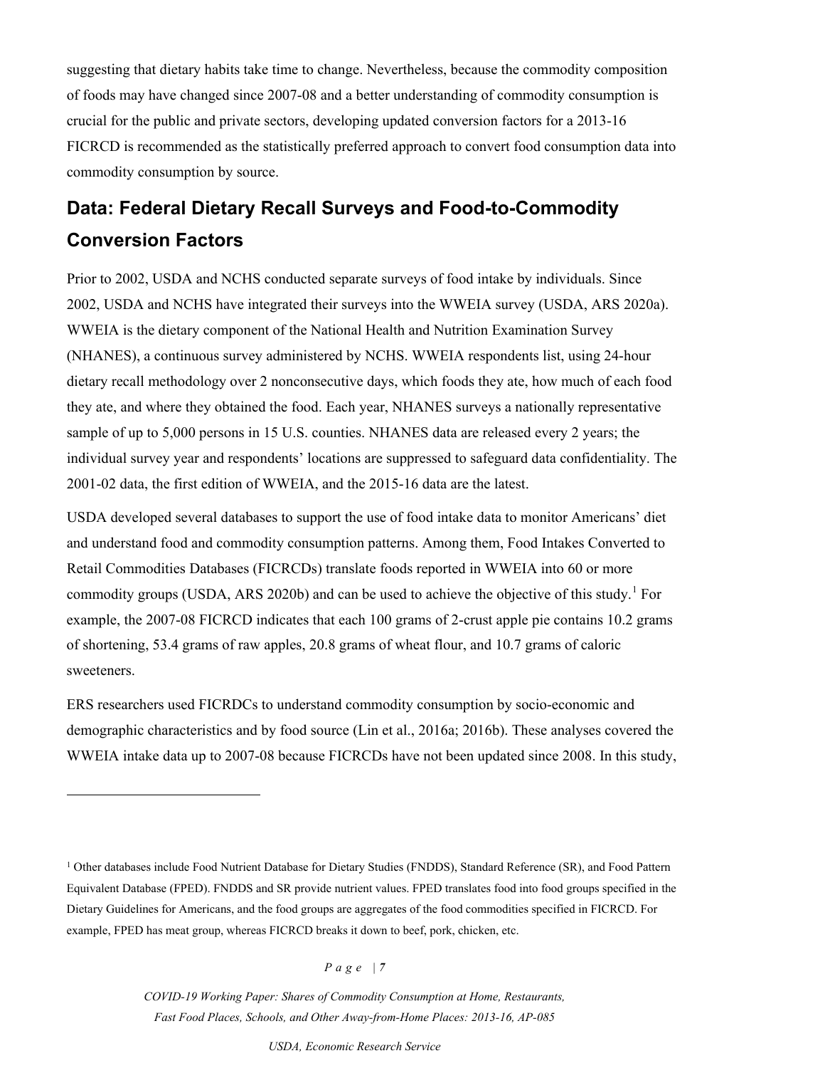suggesting that dietary habits take time to change. Nevertheless, because the commodity composition of foods may have changed since 2007-08 and a better understanding of commodity consumption is crucial for the public and private sectors, developing updated conversion factors for a 2013-16 FICRCD is recommended as the statistically preferred approach to convert food consumption data into commodity consumption by source.

## Data: Federal Dietary Recall Surveys and Food-to-Commodity Conversion Factors

Prior to 2002, USDA and NCHS conducted separate surveys of food intake by individuals. Since 2002, USDA and NCHS have integrated their surveys into the WWEIA survey (USDA, ARS 2020a). WWEIA is the dietary component of the National Health and Nutrition Examination Survey (NHANES), a continuous survey administered by NCHS. WWEIA respondents list, using 24-hour dietary recall methodology over 2 nonconsecutive days, which foods they ate, how much of each food they ate, and where they obtained the food. Each year, NHANES surveys a nationally representative sample of up to 5,000 persons in 15 U.S. counties. NHANES data are released every 2 years; the individual survey year and respondents' locations are suppressed to safeguard data confidentiality. The 2001-02 data, the first edition of WWEIA, and the 2015-16 data are the latest.

USDA developed several databases to support the use of food intake data to monitor Americans' diet and understand food and commodity consumption patterns. Among them, Food Intakes Converted to Retail Commodities Databases (FICRCDs) translate foods reported in WWEIA into 60 or more commodity groups (USDA, ARS 2020b) and can be used to achieve the objective of this study.[1] For example, the 2007-08 FICRCD indicates that each 100 grams of 2-crust apple pie contains 10.2 grams of shortening, 53.4 grams of raw apples, 20.8 grams of wheat flour, and 10.7 grams of caloric sweeteners.

ERS researchers used FICRDCs to understand commodity consumption by socio-economic and demographic characteristics and by food source (Lin et al., 2016a; 2016b). These analyses covered the WWEIA intake data up to 2007-08 because FICRCDs have not been updated since 2008. In this study,

[1] Other databases include Food Nutrient Database for Dietary Studies (FNDDS), Standard Reference (SR), and Food Pattern Equivalent Database (FPED). FNDDS and SR provide nutrient values. FPED translates food into food groups specified in the Dietary Guidelines for Americans, and the food groups are aggregates of the food commodities specified in FICRCD. For example, FPED has meat group, whereas FICRCD breaks it down to beef, pork, chicken, etc.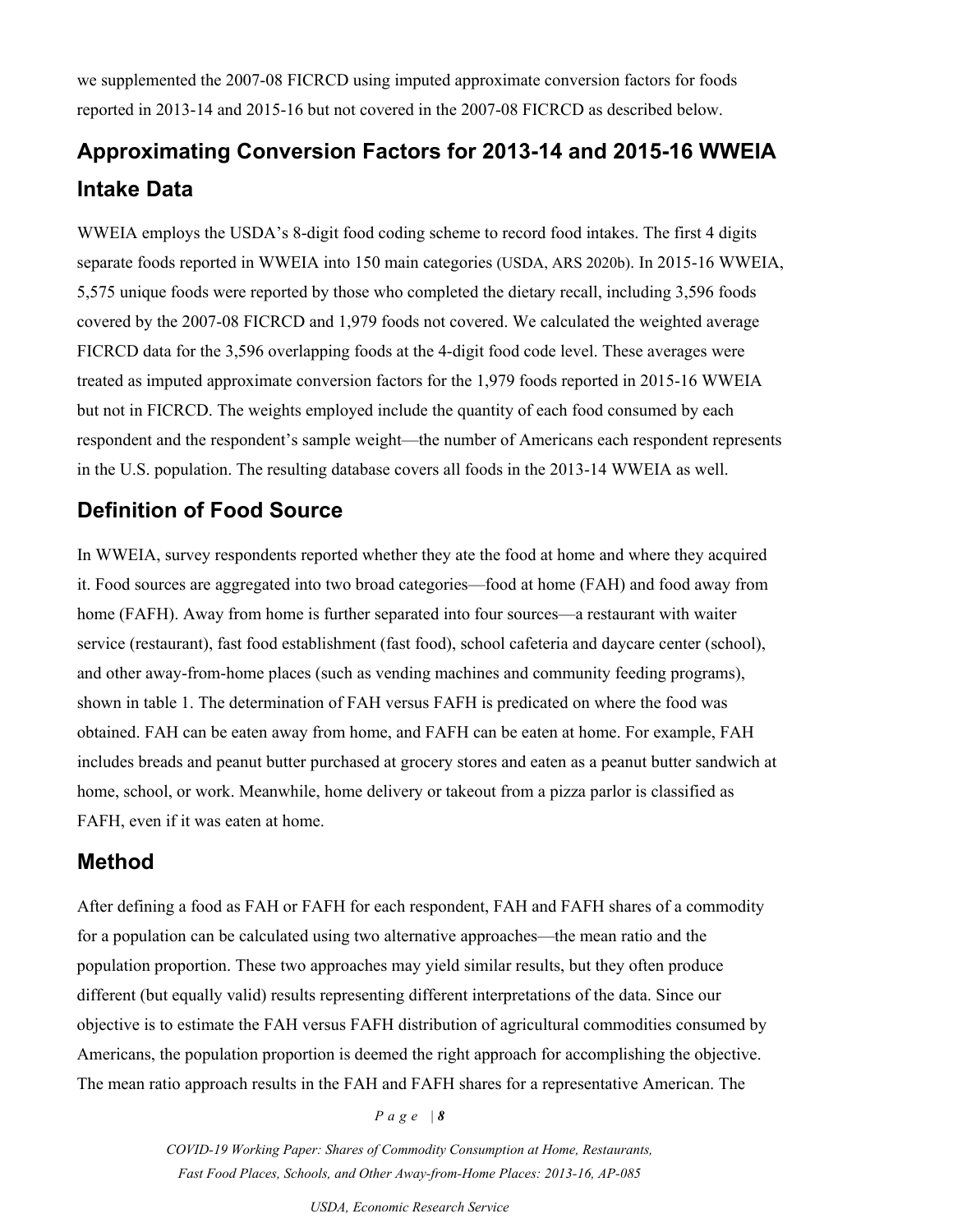we supplemented the 2007-08 FICRCD using imputed approximate conversion factors for foods reported in 2013-14 and 2015-16 but not covered in the 2007-08 FICRCD as described below.

## Approximating Conversion Factors for 2013-14 and 2015-16 WWEIA Intake Data

WWEIA employs the USDA's 8-digit food coding scheme to record food intakes. The first 4 digits separate foods reported in WWEIA into 150 main categories (USDA, ARS 2020b). In 2015-16 WWEIA, 5,575 unique foods were reported by those who completed the dietary recall, including 3,596 foods covered by the 2007-08 FICRCD and 1,979 foods not covered. We calculated the weighted average FICRCD data for the 3,596 overlapping foods at the 4-digit food code level. These averages were treated as imputed approximate conversion factors for the 1,979 foods reported in 2015-16 WWEIA but not in FICRCD. The weights employed include the quantity of each food consumed by each respondent and the respondent's sample weight—the number of Americans each respondent represents in the U.S. population. The resulting database covers all foods in the 2013-14 WWEIA as well.

## Definition of Food Source

In WWEIA, survey respondents reported whether they ate the food at home and where they acquired it. Food sources are aggregated into two broad categories—food at home (FAH) and food away from home (FAFH). Away from home is further separated into four sources—a restaurant with waiter service (restaurant), fast food establishment (fast food), school cafeteria and daycare center (school), and other away-from-home places (such as vending machines and community feeding programs), shown in table 1. The determination of FAH versus FAFH is predicated on where the food was obtained. FAH can be eaten away from home, and FAFH can be eaten at home. For example, FAH includes breads and peanut butter purchased at grocery stores and eaten as a peanut butter sandwich at home, school, or work. Meanwhile, home delivery or takeout from a pizza parlor is classified as FAFH, even if it was eaten at home.

## Method

After defining a food as FAH or FAFH for each respondent, FAH and FAFH shares of a commodity for a population can be calculated using two alternative approaches—the mean ratio and the population proportion. These two approaches may yield similar results, but they often produce different (but equally valid) results representing different interpretations of the data. Since our objective is to estimate the FAH versus FAFH distribution of agricultural commodities consumed by Americans, the population proportion is deemed the right approach for accomplishing the objective. The mean ratio approach results in the FAH and FAFH shares for a representative American. The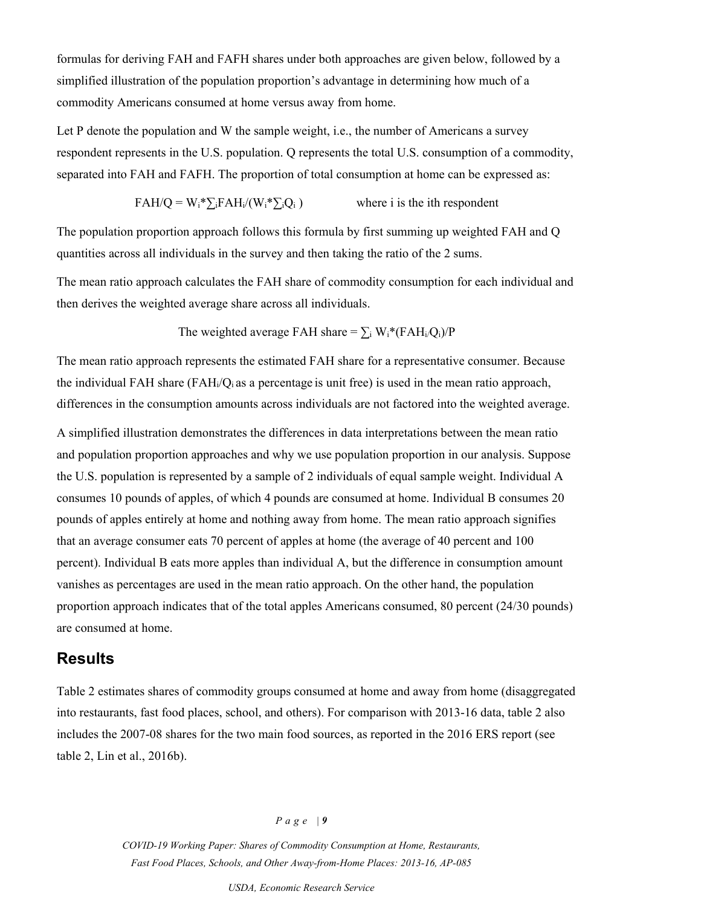formulas for deriving FAH and FAFH shares under both approaches are given below, followed by a simplified illustration of the population proportion's advantage in determining how much of a commodity Americans consumed at home versus away from home.

Let P denote the population and W the sample weight, i.e., the number of Americans a survey respondent represents in the U.S. population. Q represents the total U.S. consumption of a commodity, separated into FAH and FAFH. The proportion of total consumption at home can be expressed as:

$$FAH/Q = W_i * \sum_i FAH_i / (W_i * \sum_i Q_i) \qquad \text{where i is the ith respondent}$$

The population proportion approach follows this formula by first summing up weighted FAH and Q quantities across all individuals in the survey and then taking the ratio of the 2 sums.

The mean ratio approach calculates the FAH share of commodity consumption for each individual and then derives the weighted average share across all individuals.

$$\text{The weighted average FAH share} = \sum_i W_i * (FAH_i/Q_i)/P$$

The mean ratio approach represents the estimated FAH share for a representative consumer. Because the individual FAH share ($FAH_i/Q_i$ as a percentage is unit free) is used in the mean ratio approach, differences in the consumption amounts across individuals are not factored into the weighted average.

A simplified illustration demonstrates the differences in data interpretations between the mean ratio and population proportion approaches and why we use population proportion in our analysis. Suppose the U.S. population is represented by a sample of 2 individuals of equal sample weight. Individual A consumes 10 pounds of apples, of which 4 pounds are consumed at home. Individual B consumes 20 pounds of apples entirely at home and nothing away from home. The mean ratio approach signifies that an average consumer eats 70 percent of apples at home (the average of 40 percent and 100 percent). Individual B eats more apples than individual A, but the difference in consumption amount vanishes as percentages are used in the mean ratio approach. On the other hand, the population proportion approach indicates that of the total apples Americans consumed, 80 percent (24/30 pounds) are consumed at home.

## Results

Table 2 estimates shares of commodity groups consumed at home and away from home (disaggregated into restaurants, fast food places, school, and others). For comparison with 2013-16 data, table 2 also includes the 2007-08 shares for the two main food sources, as reported in the 2016 ERS report (see table 2, Lin et al., 2016b).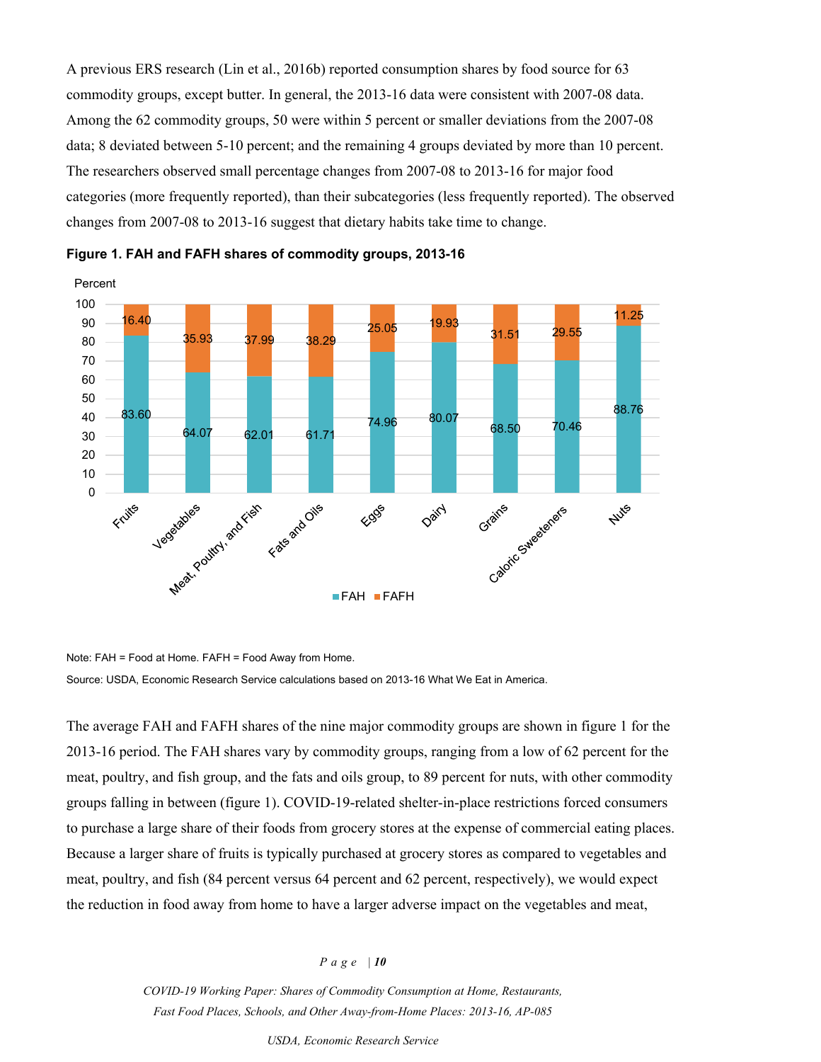A previous ERS research (Lin et al., 2016b) reported consumption shares by food source for 63 commodity groups, except butter. In general, the 2013-16 data were consistent with 2007-08 data. Among the 62 commodity groups, 50 were within 5 percent or smaller deviations from the 2007-08 data; 8 deviated between 5-10 percent; and the remaining 4 groups deviated by more than 10 percent. The researchers observed small percentage changes from 2007-08 to 2013-16 for major food categories (more frequently reported), than their subcategories (less frequently reported). The observed changes from 2007-08 to 2013-16 suggest that dietary habits take time to change.

**Figure 1. FAH and FAFH shares of commodity groups, 2013-16**

Percent

100
90
80
70
60
50
40
30
20
10
0

Fruits: 83.60, 16.40
Vegetables: 64.07, 35.93
Meat, Poultry, and Fish: 62.01, 37.99
Fats and Oils: 61.71, 38.29
Eggs: 74.96, 25.05
Dairy: 80.07, 19.93
Grains: 68.50, 31.51
Caloric Sweeteners: 70.46, 29.55
Nuts: 88.76, 11.25

FAH FAFH

Note: FAH = Food at Home. FAFH = Food Away from Home.

Source: USDA, Economic Research Service calculations based on 2013-16 What We Eat in America.

The average FAH and FAFH shares of the nine major commodity groups are shown in figure 1 for the 2013-16 period. The FAH shares vary by commodity groups, ranging from a low of 62 percent for the meat, poultry, and fish group, and the fats and oils group, to 89 percent for nuts, with other commodity groups falling in between (figure 1). COVID-19-related shelter-in-place restrictions forced consumers to purchase a large share of their foods from grocery stores at the expense of commercial eating places. Because a larger share of fruits is typically purchased at grocery stores as compared to vegetables and meat, poultry, and fish (84 percent versus 64 percent and 62 percent, respectively), we would expect the reduction in food away from home to have a larger adverse impact on the vegetables and meat,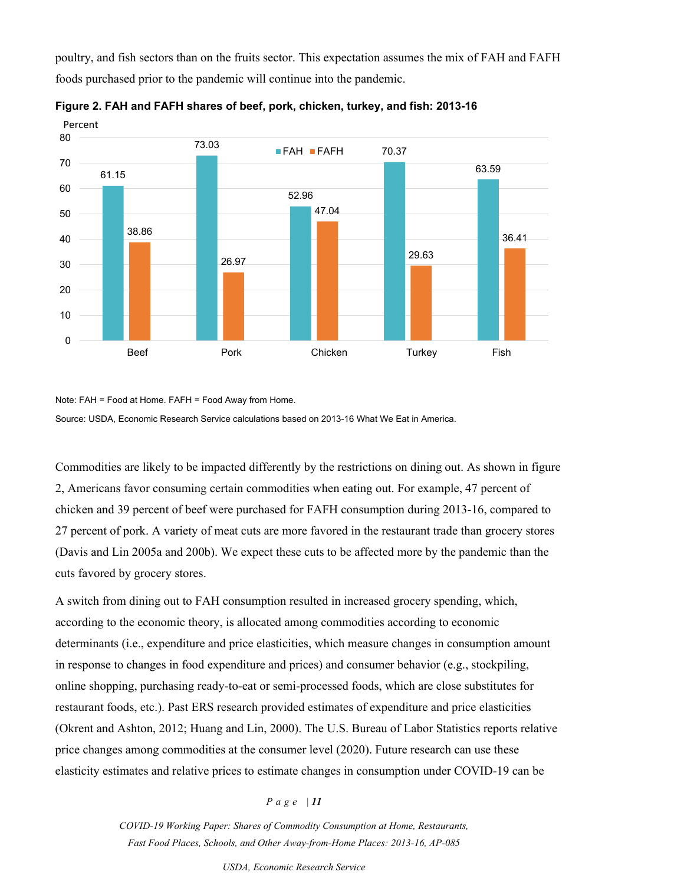poultry, and fish sectors than on the fruits sector. This expectation assumes the mix of FAH and FAFH foods purchased prior to the pandemic will continue into the pandemic.

**Figure 2. FAH and FAFH shares of beef, pork, chicken, turkey, and fish: 2013-16**

Percent

80
70
60
50
40
30
20
10
0

FAH FAFH

Beef: 61.15, 38.86
Pork: 73.03, 26.97
Chicken: 52.96, 47.04
Turkey: 70.37, 29.63
Fish: 63.59, 36.41

Note: FAH = Food at Home. FAFH = Food Away from Home.

Source: USDA, Economic Research Service calculations based on 2013-16 What We Eat in America.

Commodities are likely to be impacted differently by the restrictions on dining out. As shown in figure 2, Americans favor consuming certain commodities when eating out. For example, 47 percent of chicken and 39 percent of beef were purchased for FAFH consumption during 2013-16, compared to 27 percent of pork. A variety of meat cuts are more favored in the restaurant trade than grocery stores (Davis and Lin 2005a and 200b). We expect these cuts to be affected more by the pandemic than the cuts favored by grocery stores.

A switch from dining out to FAH consumption resulted in increased grocery spending, which, according to the economic theory, is allocated among commodities according to economic determinants (i.e., expenditure and price elasticities, which measure changes in consumption amount in response to changes in food expenditure and prices) and consumer behavior (e.g., stockpiling, online shopping, purchasing ready-to-eat or semi-processed foods, which are close substitutes for restaurant foods, etc.). Past ERS research provided estimates of expenditure and price elasticities (Okrent and Ashton, 2012; Huang and Lin, 2000). The U.S. Bureau of Labor Statistics reports relative price changes among commodities at the consumer level (2020). Future research can use these elasticity estimates and relative prices to estimate changes in consumption under COVID-19 can be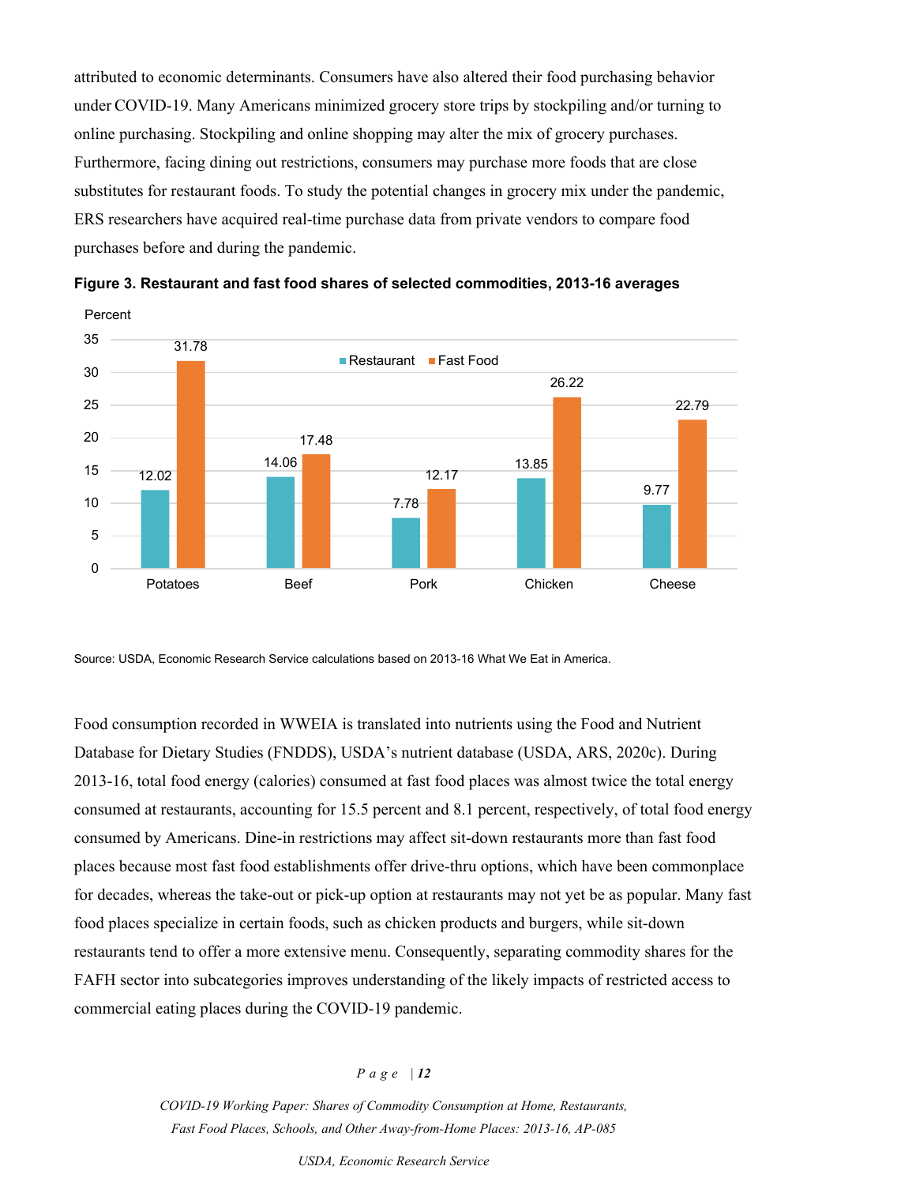attributed to economic determinants. Consumers have also altered their food purchasing behavior under COVID-19. Many Americans minimized grocery store trips by stockpiling and/or turning to online purchasing. Stockpiling and online shopping may alter the mix of grocery purchases. Furthermore, facing dining out restrictions, consumers may purchase more foods that are close substitutes for restaurant foods. To study the potential changes in grocery mix under the pandemic, ERS researchers have acquired real-time purchase data from private vendors to compare food purchases before and during the pandemic.

**Figure 3. Restaurant and fast food shares of selected commodities, 2013-16 averages**

Percent

35
30
25
20
15
10
5
0

Restaurant
Fast Food

Potatoes: 12.02, 31.78
Beef: 14.06, 17.48
Pork: 7.78, 12.17
Chicken: 13.85, 26.22
Cheese: 9.77, 22.79

Source: USDA, Economic Research Service calculations based on 2013-16 What We Eat in America.

Food consumption recorded in WWEIA is translated into nutrients using the Food and Nutrient Database for Dietary Studies (FNDDS), USDA's nutrient database (USDA, ARS, 2020c). During 2013-16, total food energy (calories) consumed at fast food places was almost twice the total energy consumed at restaurants, accounting for 15.5 percent and 8.1 percent, respectively, of total food energy consumed by Americans. Dine-in restrictions may affect sit-down restaurants more than fast food places because most fast food establishments offer drive-thru options, which have been commonplace for decades, whereas the take-out or pick-up option at restaurants may not yet be as popular. Many fast food places specialize in certain foods, such as chicken products and burgers, while sit-down restaurants tend to offer a more extensive menu. Consequently, separating commodity shares for the FAFH sector into subcategories improves understanding of the likely impacts of restricted access to commercial eating places during the COVID-19 pandemic.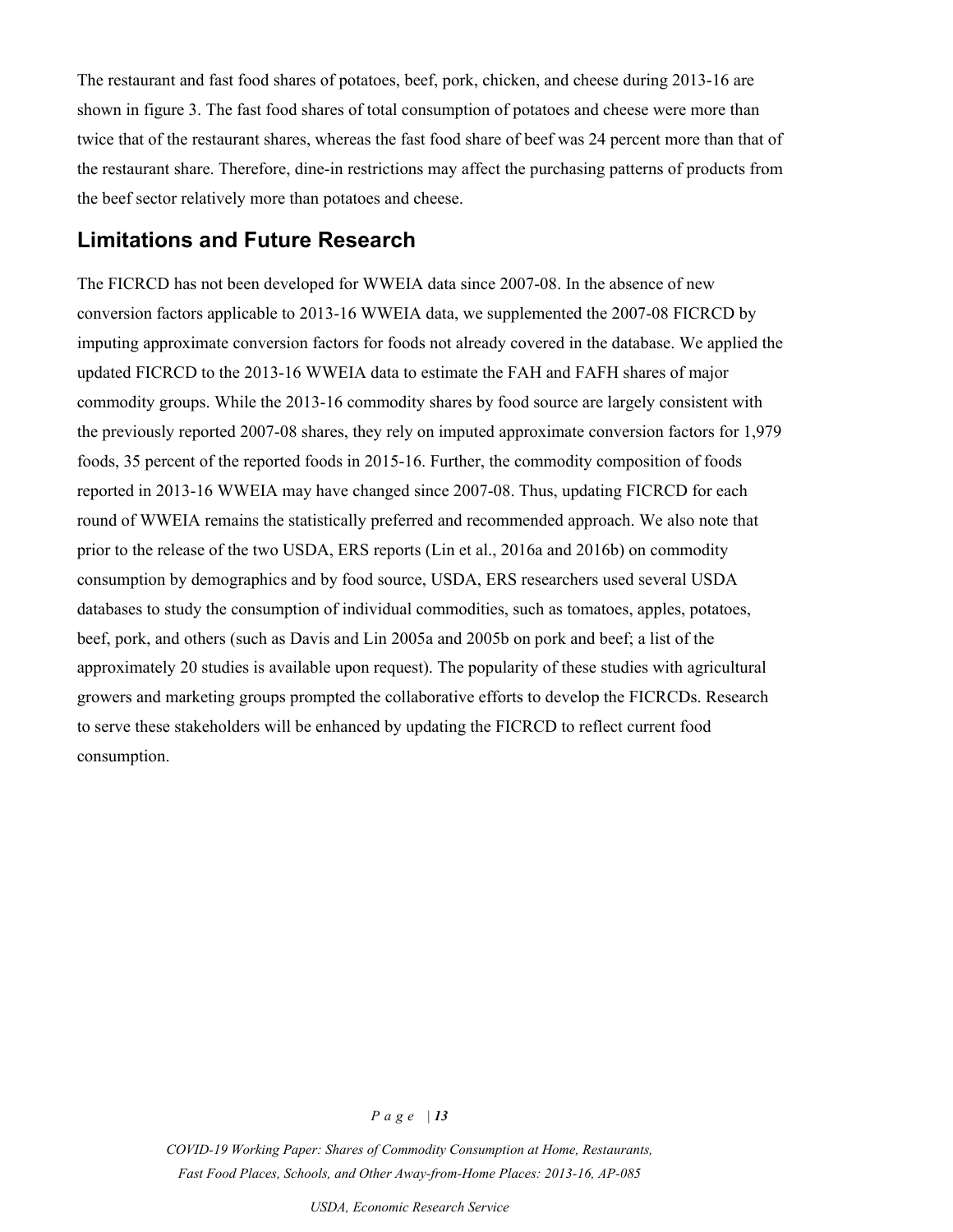The restaurant and fast food shares of potatoes, beef, pork, chicken, and cheese during 2013-16 are shown in figure 3. The fast food shares of total consumption of potatoes and cheese were more than twice that of the restaurant shares, whereas the fast food share of beef was 24 percent more than that of the restaurant share. Therefore, dine-in restrictions may affect the purchasing patterns of products from the beef sector relatively more than potatoes and cheese.

## Limitations and Future Research

The FICRCD has not been developed for WWEIA data since 2007-08. In the absence of new conversion factors applicable to 2013-16 WWEIA data, we supplemented the 2007-08 FICRCD by imputing approximate conversion factors for foods not already covered in the database. We applied the updated FICRCD to the 2013-16 WWEIA data to estimate the FAH and FAFH shares of major commodity groups. While the 2013-16 commodity shares by food source are largely consistent with the previously reported 2007-08 shares, they rely on imputed approximate conversion factors for 1,979 foods, 35 percent of the reported foods in 2015-16. Further, the commodity composition of foods reported in 2013-16 WWEIA may have changed since 2007-08. Thus, updating FICRCD for each round of WWEIA remains the statistically preferred and recommended approach. We also note that prior to the release of the two USDA, ERS reports (Lin et al., 2016a and 2016b) on commodity consumption by demographics and by food source, USDA, ERS researchers used several USDA databases to study the consumption of individual commodities, such as tomatoes, apples, potatoes, beef, pork, and others (such as Davis and Lin 2005a and 2005b on pork and beef; a list of the approximately 20 studies is available upon request). The popularity of these studies with agricultural growers and marketing groups prompted the collaborative efforts to develop the FICRCDs. Research to serve these stakeholders will be enhanced by updating the FICRCD to reflect current food consumption.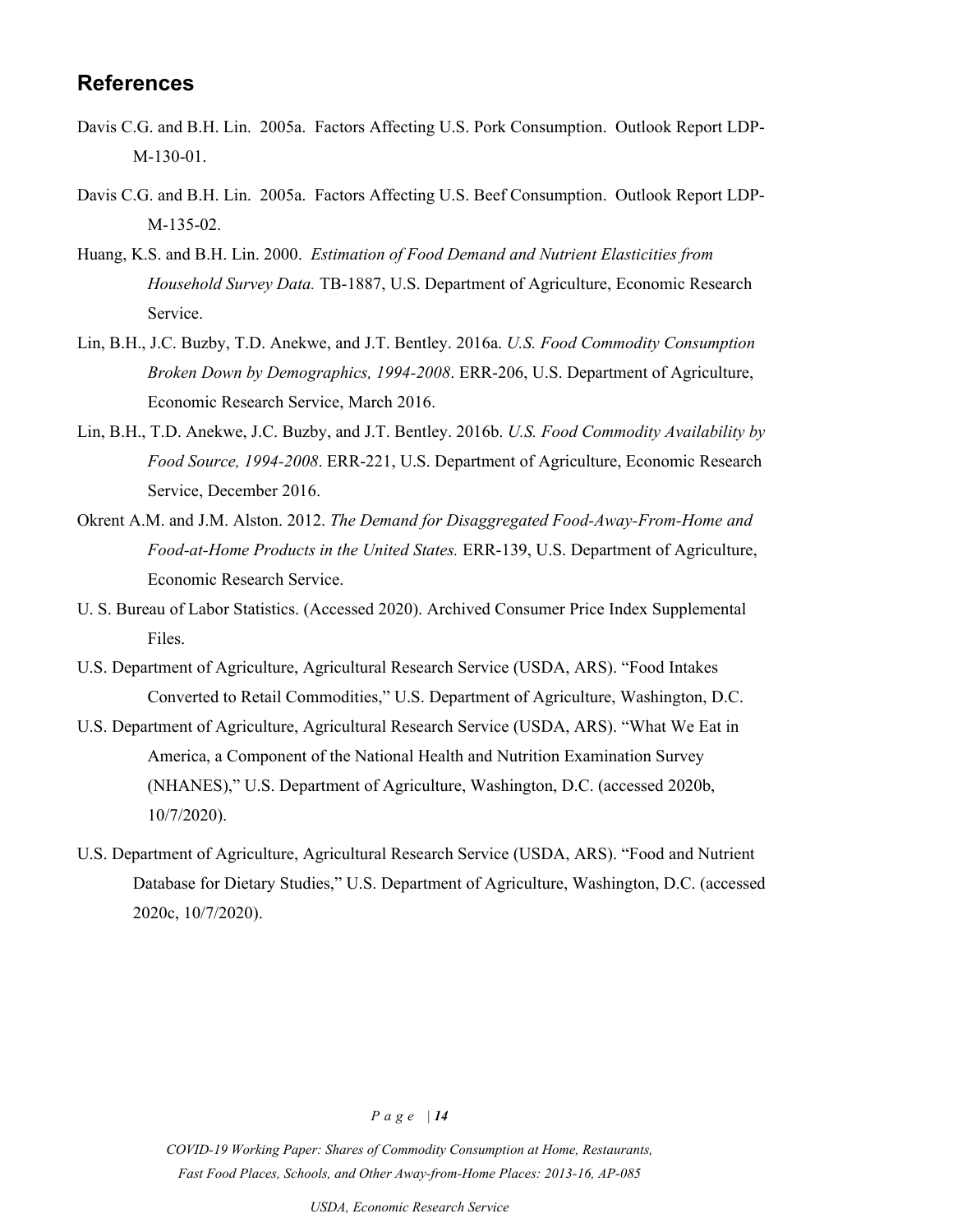## References

Davis C.G. and B.H. Lin. 2005a. Factors Affecting U.S. Pork Consumption. Outlook Report LDP-M-130-01.

Davis C.G. and B.H. Lin. 2005a. Factors Affecting U.S. Beef Consumption. Outlook Report LDP-M-135-02.

Huang, K.S. and B.H. Lin. 2000. *Estimation of Food Demand and Nutrient Elasticities from Household Survey Data.* TB-1887, U.S. Department of Agriculture, Economic Research Service.

Lin, B.H., J.C. Buzby, T.D. Anekwe, and J.T. Bentley. 2016a. *U.S. Food Commodity Consumption Broken Down by Demographics, 1994-2008*. ERR-206, U.S. Department of Agriculture, Economic Research Service, March 2016.

Lin, B.H., T.D. Anekwe, J.C. Buzby, and J.T. Bentley. 2016b. *U.S. Food Commodity Availability by Food Source, 1994-2008*. ERR-221, U.S. Department of Agriculture, Economic Research Service, December 2016.

Okrent A.M. and J.M. Alston. 2012. *The Demand for Disaggregated Food-Away-From-Home and Food-at-Home Products in the United States.* ERR-139, U.S. Department of Agriculture, Economic Research Service.

U. S. Bureau of Labor Statistics. (Accessed 2020). Archived Consumer Price Index Supplemental Files.

U.S. Department of Agriculture, Agricultural Research Service (USDA, ARS). "Food Intakes Converted to Retail Commodities," U.S. Department of Agriculture, Washington, D.C.

U.S. Department of Agriculture, Agricultural Research Service (USDA, ARS). "What We Eat in America, a Component of the National Health and Nutrition Examination Survey (NHANES)," U.S. Department of Agriculture, Washington, D.C. (accessed 2020b, 10/7/2020).

U.S. Department of Agriculture, Agricultural Research Service (USDA, ARS). "Food and Nutrient Database for Dietary Studies," U.S. Department of Agriculture, Washington, D.C. (accessed 2020c, 10/7/2020).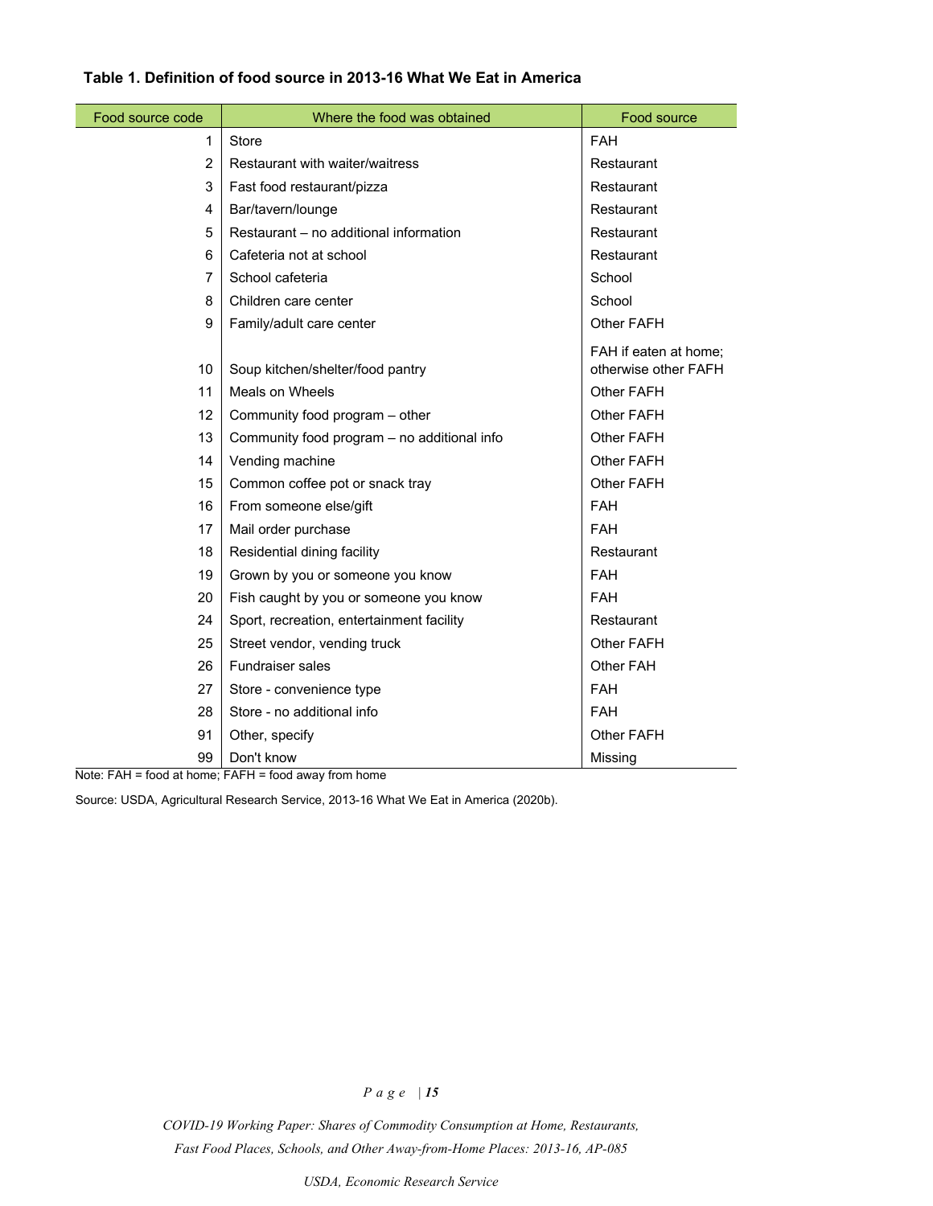**Table 1. Definition of food source in 2013-16 What We Eat in America**

| Food source code | Where the food was obtained | Food source |
|---|---|---|
| 1 | Store | FAH |
| 2 | Restaurant with waiter/waitress | Restaurant |
| 3 | Fast food restaurant/pizza | Restaurant |
| 4 | Bar/tavern/lounge | Restaurant |
| 5 | Restaurant – no additional information | Restaurant |
| 6 | Cafeteria not at school | Restaurant |
| 7 | School cafeteria | School |
| 8 | Children care center | School |
| 9 | Family/adult care center | Other FAFH |
| 10 | Soup kitchen/shelter/food pantry | FAH if eaten at home; otherwise other FAFH |
| 11 | Meals on Wheels | Other FAFH |
| 12 | Community food program – other | Other FAFH |
| 13 | Community food program – no additional info | Other FAFH |
| 14 | Vending machine | Other FAFH |
| 15 | Common coffee pot or snack tray | Other FAFH |
| 16 | From someone else/gift | FAH |
| 17 | Mail order purchase | FAH |
| 18 | Residential dining facility | Restaurant |
| 19 | Grown by you or someone you know | FAH |
| 20 | Fish caught by you or someone you know | FAH |
| 24 | Sport, recreation, entertainment facility | Restaurant |
| 25 | Street vendor, vending truck | Other FAFH |
| 26 | Fundraiser sales | Other FAH |
| 27 | Store - convenience type | FAH |
| 28 | Store - no additional info | FAH |
| 91 | Other, specify | Other FAFH |
| 99 | Don't know | Missing |

Note: FAH = food at home; FAFH = food away from home

Source: USDA, Agricultural Research Service, 2013-16 What We Eat in America (2020b).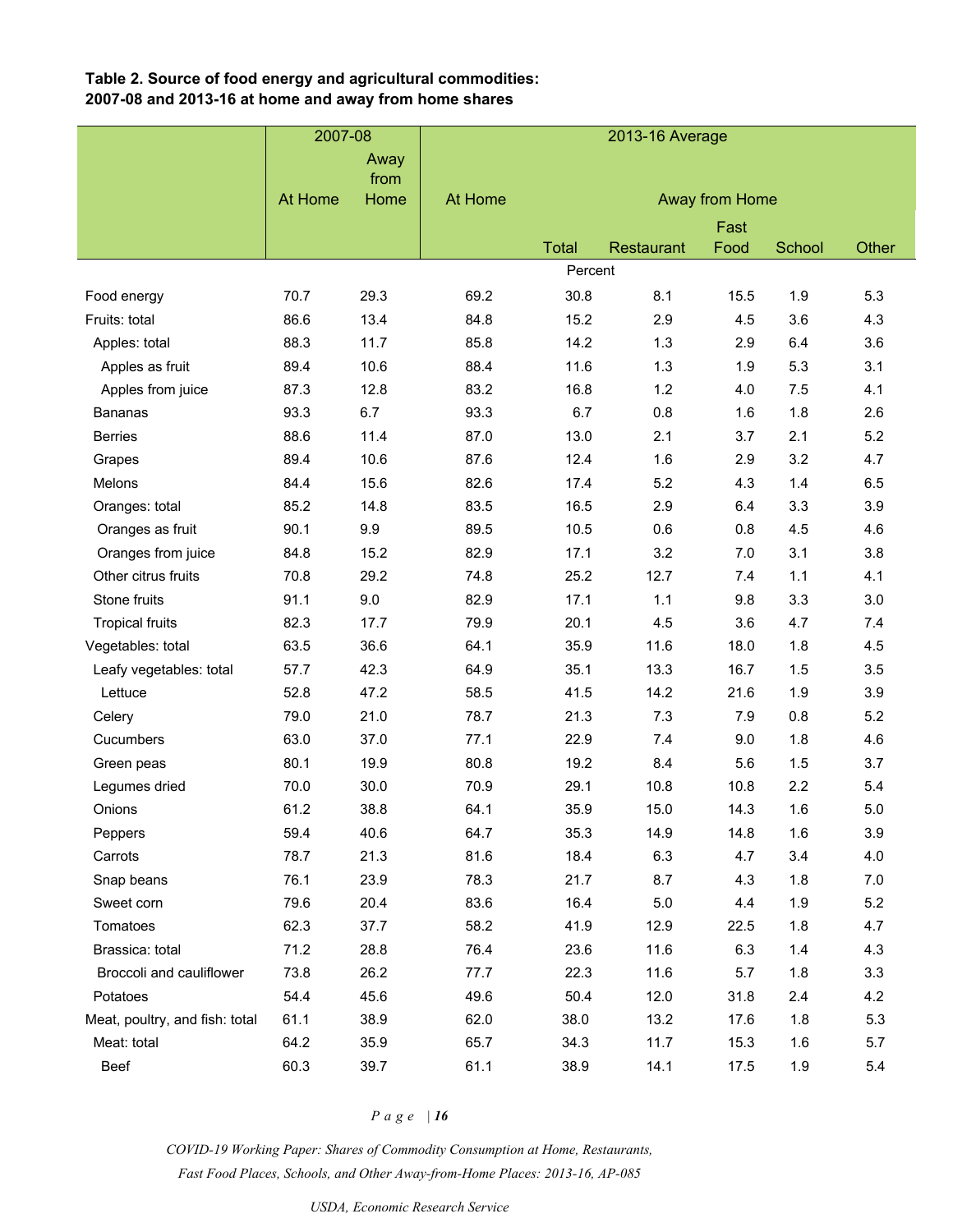**Table 2. Source of food energy and agricultural commodities: 2007-08 and 2013-16 at home and away from home shares**

| | 2007-08 | | 2013-16 Average | | | | | |
|---|---|---|---|---|---|---|---|---|
| | At Home | Away from Home | At Home | Away from Home | | | | |
| | | | | Total | Restaurant | Fast Food | School | Other |
| | | | | Percent | | | | |
| Food energy | 70.7 | 29.3 | 69.2 | 30.8 | 8.1 | 15.5 | 1.9 | 5.3 |
| Fruits: total | 86.6 | 13.4 | 84.8 | 15.2 | 2.9 | 4.5 | 3.6 | 4.3 |
| Apples: total | 88.3 | 11.7 | 85.8 | 14.2 | 1.3 | 2.9 | 6.4 | 3.6 |
| Apples as fruit | 89.4 | 10.6 | 88.4 | 11.6 | 1.3 | 1.9 | 5.3 | 3.1 |
| Apples from juice | 87.3 | 12.8 | 83.2 | 16.8 | 1.2 | 4.0 | 7.5 | 4.1 |
| Bananas | 93.3 | 6.7 | 93.3 | 6.7 | 0.8 | 1.6 | 1.8 | 2.6 |
| Berries | 88.6 | 11.4 | 87.0 | 13.0 | 2.1 | 3.7 | 2.1 | 5.2 |
| Grapes | 89.4 | 10.6 | 87.6 | 12.4 | 1.6 | 2.9 | 3.2 | 4.7 |
| Melons | 84.4 | 15.6 | 82.6 | 17.4 | 5.2 | 4.3 | 1.4 | 6.5 |
| Oranges: total | 85.2 | 14.8 | 83.5 | 16.5 | 2.9 | 6.4 | 3.3 | 3.9 |
| Oranges as fruit | 90.1 | 9.9 | 89.5 | 10.5 | 0.6 | 0.8 | 4.5 | 4.6 |
| Oranges from juice | 84.8 | 15.2 | 82.9 | 17.1 | 3.2 | 7.0 | 3.1 | 3.8 |
| Other citrus fruits | 70.8 | 29.2 | 74.8 | 25.2 | 12.7 | 7.4 | 1.1 | 4.1 |
| Stone fruits | 91.1 | 9.0 | 82.9 | 17.1 | 1.1 | 9.8 | 3.3 | 3.0 |
| Tropical fruits | 82.3 | 17.7 | 79.9 | 20.1 | 4.5 | 3.6 | 4.7 | 7.4 |
| Vegetables: total | 63.5 | 36.6 | 64.1 | 35.9 | 11.6 | 18.0 | 1.8 | 4.5 |
| Leafy vegetables: total | 57.7 | 42.3 | 64.9 | 35.1 | 13.3 | 16.7 | 1.5 | 3.5 |
| Lettuce | 52.8 | 47.2 | 58.5 | 41.5 | 14.2 | 21.6 | 1.9 | 3.9 |
| Celery | 79.0 | 21.0 | 78.7 | 21.3 | 7.3 | 7.9 | 0.8 | 5.2 |
| Cucumbers | 63.0 | 37.0 | 77.1 | 22.9 | 7.4 | 9.0 | 1.8 | 4.6 |
| Green peas | 80.1 | 19.9 | 80.8 | 19.2 | 8.4 | 5.6 | 1.5 | 3.7 |
| Legumes dried | 70.0 | 30.0 | 70.9 | 29.1 | 10.8 | 10.8 | 2.2 | 5.4 |
| Onions | 61.2 | 38.8 | 64.1 | 35.9 | 15.0 | 14.3 | 1.6 | 5.0 |
| Peppers | 59.4 | 40.6 | 64.7 | 35.3 | 14.9 | 14.8 | 1.6 | 3.9 |
| Carrots | 78.7 | 21.3 | 81.6 | 18.4 | 6.3 | 4.7 | 3.4 | 4.0 |
| Snap beans | 76.1 | 23.9 | 78.3 | 21.7 | 8.7 | 4.3 | 1.8 | 7.0 |
| Sweet corn | 79.6 | 20.4 | 83.6 | 16.4 | 5.0 | 4.4 | 1.9 | 5.2 |
| Tomatoes | 62.3 | 37.7 | 58.2 | 41.9 | 12.9 | 22.5 | 1.8 | 4.7 |
| Brassica: total | 71.2 | 28.8 | 76.4 | 23.6 | 11.6 | 6.3 | 1.4 | 4.3 |
| Broccoli and cauliflower | 73.8 | 26.2 | 77.7 | 22.3 | 11.6 | 5.7 | 1.8 | 3.3 |
| Potatoes | 54.4 | 45.6 | 49.6 | 50.4 | 12.0 | 31.8 | 2.4 | 4.2 |
| Meat, poultry, and fish: total | 61.1 | 38.9 | 62.0 | 38.0 | 13.2 | 17.6 | 1.8 | 5.3 |
| Meat: total | 64.2 | 35.9 | 65.7 | 34.3 | 11.7 | 15.3 | 1.6 | 5.7 |
| Beef | 60.3 | 39.7 | 61.1 | 38.9 | 14.1 | 17.5 | 1.9 | 5.4 |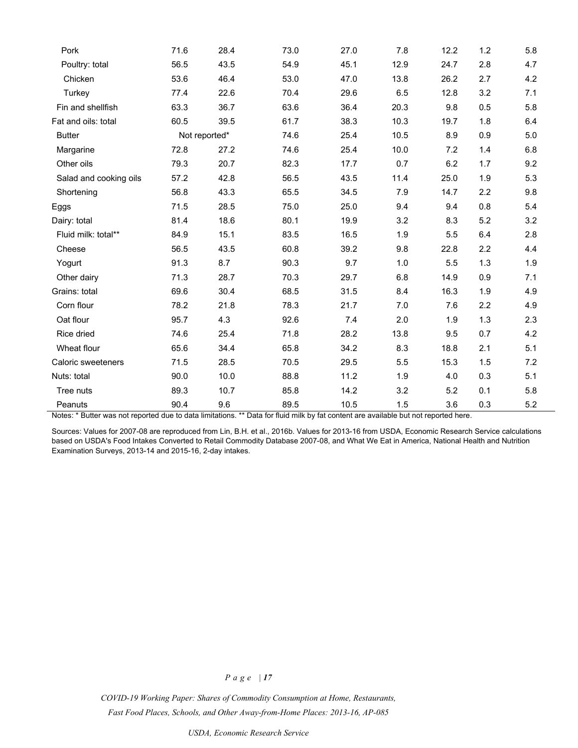| | | | | | | | | |
|---|---|---|---|---|---|---|---|---|
| Pork | 71.6 | 28.4 | 73.0 | 27.0 | 7.8 | 12.2 | 1.2 | 5.8 |
| Poultry: total | 56.5 | 43.5 | 54.9 | 45.1 | 12.9 | 24.7 | 2.8 | 4.7 |
| Chicken | 53.6 | 46.4 | 53.0 | 47.0 | 13.8 | 26.2 | 2.7 | 4.2 |
| Turkey | 77.4 | 22.6 | 70.4 | 29.6 | 6.5 | 12.8 | 3.2 | 7.1 |
| Fin and shellfish | 63.3 | 36.7 | 63.6 | 36.4 | 20.3 | 9.8 | 0.5 | 5.8 |
| Fat and oils: total | 60.5 | 39.5 | 61.7 | 38.3 | 10.3 | 19.7 | 1.8 | 6.4 |
| Butter | Not reported* | | 74.6 | 25.4 | 10.5 | 8.9 | 0.9 | 5.0 |
| Margarine | 72.8 | 27.2 | 74.6 | 25.4 | 10.0 | 7.2 | 1.4 | 6.8 |
| Other oils | 79.3 | 20.7 | 82.3 | 17.7 | 0.7 | 6.2 | 1.7 | 9.2 |
| Salad and cooking oils | 57.2 | 42.8 | 56.5 | 43.5 | 11.4 | 25.0 | 1.9 | 5.3 |
| Shortening | 56.8 | 43.3 | 65.5 | 34.5 | 7.9 | 14.7 | 2.2 | 9.8 |
| Eggs | 71.5 | 28.5 | 75.0 | 25.0 | 9.4 | 9.4 | 0.8 | 5.4 |
| Dairy: total | 81.4 | 18.6 | 80.1 | 19.9 | 3.2 | 8.3 | 5.2 | 3.2 |
| Fluid milk: total** | 84.9 | 15.1 | 83.5 | 16.5 | 1.9 | 5.5 | 6.4 | 2.8 |
| Cheese | 56.5 | 43.5 | 60.8 | 39.2 | 9.8 | 22.8 | 2.2 | 4.4 |
| Yogurt | 91.3 | 8.7 | 90.3 | 9.7 | 1.0 | 5.5 | 1.3 | 1.9 |
| Other dairy | 71.3 | 28.7 | 70.3 | 29.7 | 6.8 | 14.9 | 0.9 | 7.1 |
| Grains: total | 69.6 | 30.4 | 68.5 | 31.5 | 8.4 | 16.3 | 1.9 | 4.9 |
| Corn flour | 78.2 | 21.8 | 78.3 | 21.7 | 7.0 | 7.6 | 2.2 | 4.9 |
| Oat flour | 95.7 | 4.3 | 92.6 | 7.4 | 2.0 | 1.9 | 1.3 | 2.3 |
| Rice dried | 74.6 | 25.4 | 71.8 | 28.2 | 13.8 | 9.5 | 0.7 | 4.2 |
| Wheat flour | 65.6 | 34.4 | 65.8 | 34.2 | 8.3 | 18.8 | 2.1 | 5.1 |
| Caloric sweeteners | 71.5 | 28.5 | 70.5 | 29.5 | 5.5 | 15.3 | 1.5 | 7.2 |
| Nuts: total | 90.0 | 10.0 | 88.8 | 11.2 | 1.9 | 4.0 | 0.3 | 5.1 |
| Tree nuts | 89.3 | 10.7 | 85.8 | 14.2 | 3.2 | 5.2 | 0.1 | 5.8 |
| Peanuts | 90.4 | 9.6 | 89.5 | 10.5 | 1.5 | 3.6 | 0.3 | 5.2 |

Notes: * Butter was not reported due to data limitations. ** Data for fluid milk by fat content are available but not reported here.

Sources: Values for 2007-08 are reproduced from Lin, B.H. et al., 2016b. Values for 2013-16 from USDA, Economic Research Service calculations based on USDA's Food Intakes Converted to Retail Commodity Database 2007-08, and What We Eat in America, National Health and Nutrition Examination Surveys, 2013-14 and 2015-16, 2-day intakes.